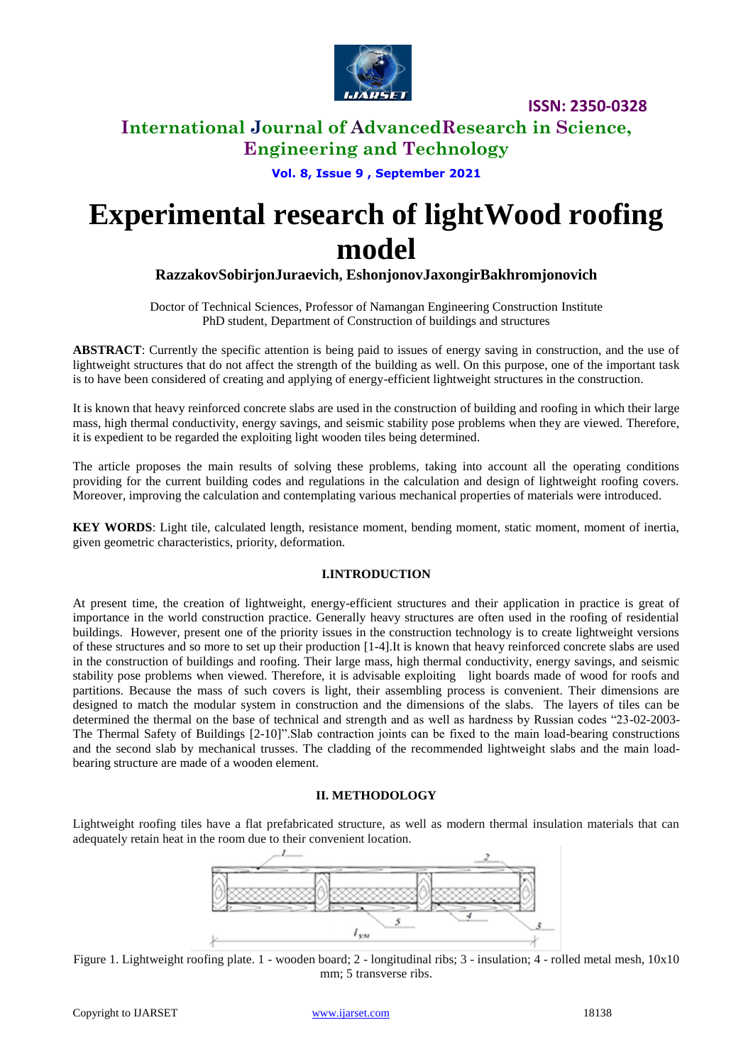# International Journal of AdvancedResearch in Science, Engineering and Technology

**ISSN: 2350-0328**

# Experimental research of lightWood roofing model

**RazzakovSobirjonJuraevich, EshonjonovJaxongirBakhromjonovich**

Doctor of Technical Sciences, Professor of Namangan Engineering Construction Institute
PhD student, Department of Construction of buildings and structures

**ABSTRACT**: Currently the specific attention is being paid to issues of energy saving in construction, and the use of lightweight structures that do not affect the strength of the building as well. On this purpose, one of the important task is to have been considered of creating and applying of energy-efficient lightweight structures in the construction.

It is known that heavy reinforced concrete slabs are used in the construction of building and roofing in which their large mass, high thermal conductivity, energy savings, and seismic stability pose problems when they are viewed. Therefore, it is expedient to be regarded the exploiting light wooden tiles being determined.

The article proposes the main results of solving these problems, taking into account all the operating conditions providing for the current building codes and regulations in the calculation and design of lightweight roofing covers. Moreover, improving the calculation and contemplating various mechanical properties of materials were introduced.

**KEY WORDS**: Light tile, calculated length, resistance moment, bending moment, static moment, moment of inertia, given geometric characteristics, priority, deformation.

## I.INTRODUCTION

At present time, the creation of lightweight, energy-efficient structures and their application in practice is great of importance in the world construction practice. Generally heavy structures are often used in the roofing of residential buildings. However, present one of the priority issues in the construction technology is to create lightweight versions of these structures and so more to set up their production [1-4].It is known that heavy reinforced concrete slabs are used in the construction of buildings and roofing. Their large mass, high thermal conductivity, energy savings, and seismic stability pose problems when viewed. Therefore, it is advisable exploiting light boards made of wood for roofs and partitions. Because the mass of such covers is light, their assembling process is convenient. Their dimensions are designed to match the modular system in construction and the dimensions of the slabs. The layers of tiles can be determined the thermal on the base of technical and strength and as well as hardness by Russian codes "23-02-2003- The Thermal Safety of Buildings [2-10]".Slab contraction joints can be fixed to the main load-bearing constructions and the second slab by mechanical trusses. The cladding of the recommended lightweight slabs and the main load-bearing structure are made of a wooden element.

## II. METHODOLOGY

Lightweight roofing tiles have a flat prefabricated structure, as well as modern thermal insulation materials that can adequately retain heat in the room due to their convenient location.

Figure 1. Lightweight roofing plate. 1 - wooden board; 2 - longitudinal ribs; 3 - insulation; 4 - rolled metal mesh, 10x10 mm; 5 transverse ribs.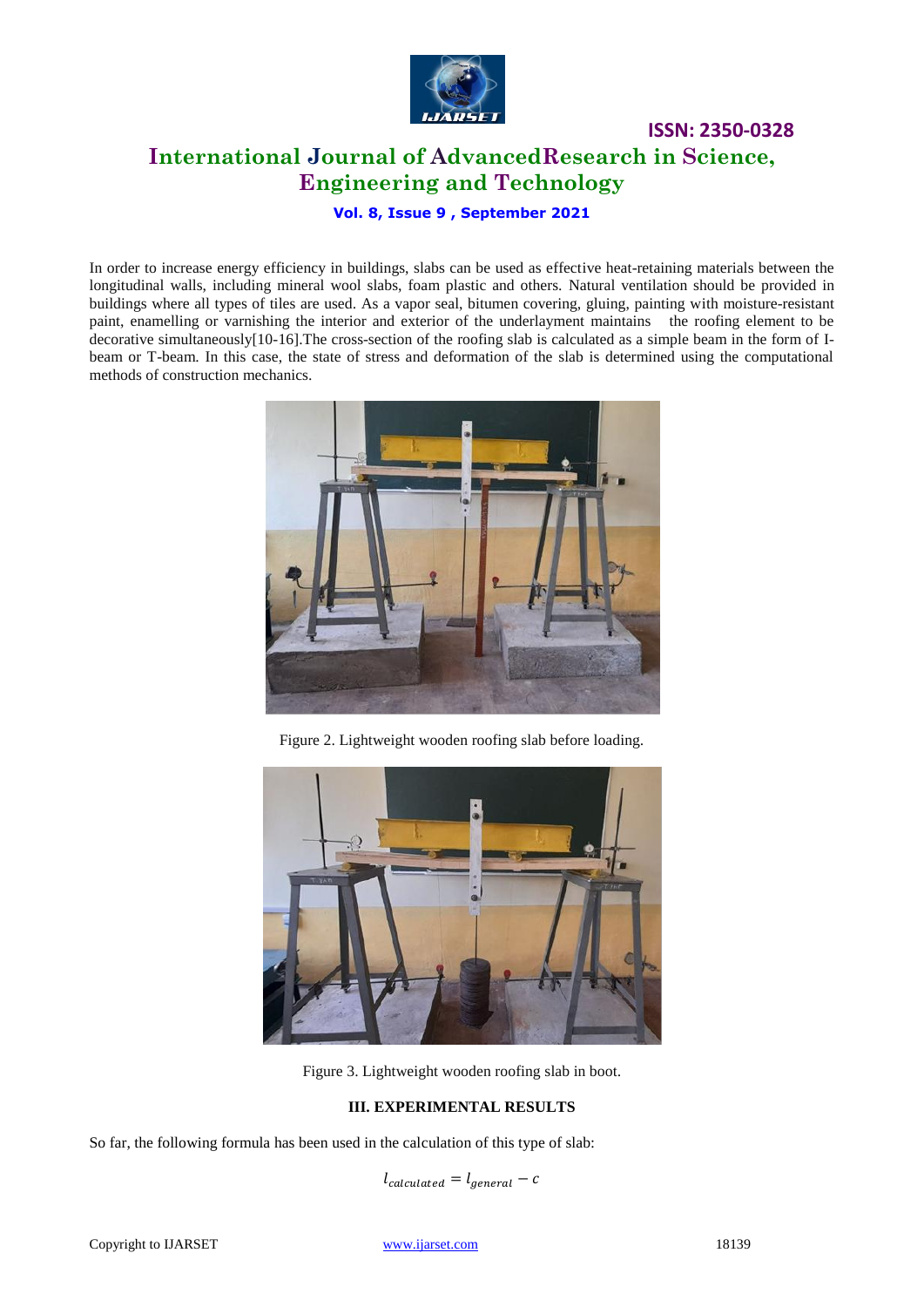In order to increase energy efficiency in buildings, slabs can be used as effective heat-retaining materials between the longitudinal walls, including mineral wool slabs, foam plastic and others. Natural ventilation should be provided in buildings where all types of tiles are used. As a vapor seal, bitumen covering, gluing, painting with moisture-resistant paint, enamelling or varnishing the interior and exterior of the underlayment maintains the roofing element to be decorative simultaneously[10-16].The cross-section of the roofing slab is calculated as a simple beam in the form of I-beam or T-beam. In this case, the state of stress and deformation of the slab is determined using the computational methods of construction mechanics.

Figure 2. Lightweight wooden roofing slab before loading.

Figure 3. Lightweight wooden roofing slab in boot.

## III. EXPERIMENTAL RESULTS

So far, the following formula has been used in the calculation of this type of slab:

$$l_{calculated} = l_{general} - c$$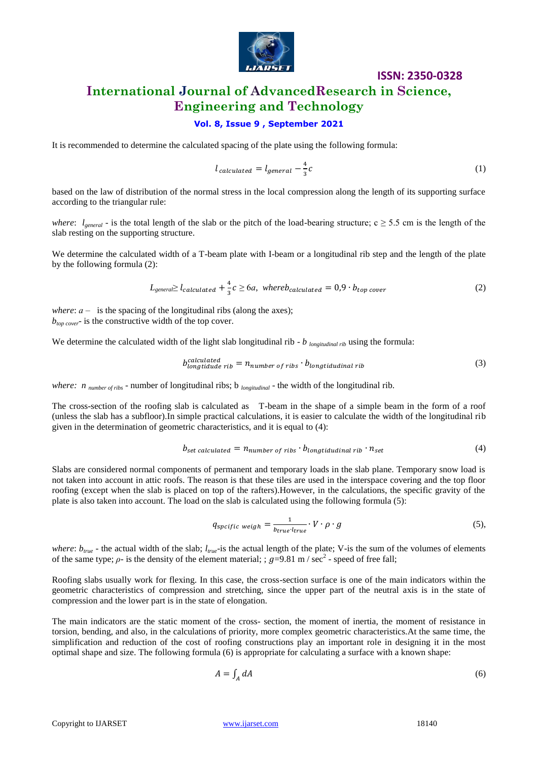It is recommended to determine the calculated spacing of the plate using the following formula:

$$l_{calculated} = l_{general} - \frac{4}{3}c \tag{1}$$

based on the law of distribution of the normal stress in the local compression along the length of its supporting surface according to the triangular rule:

*where*: $l_{general}$ - is the total length of the slab or the pitch of the load-bearing structure; $c \geq 5.5$ cm is the length of the slab resting on the supporting structure.

We determine the calculated width of a T-beam plate with I-beam or a longitudinal rib step and the length of the plate by the following formula (2):

$$L_{general} \geq l_{calculated} + \frac{4}{3}c \geq 6a, \; where b_{calculated} = 0{,}9 \cdot b_{top\ cover} \tag{2}$$

*where*: $a$ – is the spacing of the longitudinal ribs (along the axes);
$b_{top\ cover}$- is the constructive width of the top cover.

We determine the calculated width of the light slab longitudinal rib - $b_{longitudinal\ rib}$ using the formula:

$$b^{calculated}_{longtidude\ rib} = n_{number\ of\ ribs} \cdot b_{longtidudinal\ rib} \tag{3}$$

*where*: $n_{number\ of\ ribs}$ - number of longitudinal ribs; $b_{longitudinal}$ - the width of the longitudinal rib.

The cross-section of the roofing slab is calculated as T-beam in the shape of a simple beam in the form of a roof (unless the slab has a subfloor).In simple practical calculations, it is easier to calculate the width of the longitudinal rib given in the determination of geometric characteristics, and it is equal to (4):

$$b_{set\ calculated} = n_{number\ of\ ribs} \cdot b_{longtidudinal\ rib} \cdot n_{set} \tag{4}$$

Slabs are considered normal components of permanent and temporary loads in the slab plane. Temporary snow load is not taken into account in attic roofs. The reason is that these tiles are used in the interspace covering and the top floor roofing (except when the slab is placed on top of the rafters).However, in the calculations, the specific gravity of the plate is also taken into account. The load on the slab is calculated using the following formula (5):

$$q_{spcific\ weigh} = \frac{1}{b_{true} \cdot l_{true}} \cdot V \cdot \rho \cdot g \tag{5},$$

*where*: $b_{true}$ - the actual width of the slab; $l_{true}$-is the actual length of the plate; V-is the sum of the volumes of elements of the same type; $\rho$- is the density of the element material; ; $g$=9.81 m / sec$^2$ - speed of free fall;

Roofing slabs usually work for flexing. In this case, the cross-section surface is one of the main indicators within the geometric characteristics of compression and stretching, since the upper part of the neutral axis is in the state of compression and the lower part is in the state of elongation.

The main indicators are the static moment of the cross- section, the moment of inertia, the moment of resistance in torsion, bending, and also, in the calculations of priority, more complex geometric characteristics.At the same time, the simplification and reduction of the cost of roofing constructions play an important role in designing it in the most optimal shape and size. The following formula (6) is appropriate for calculating a surface with a known shape:

$$A = \int_A dA \tag{6}$$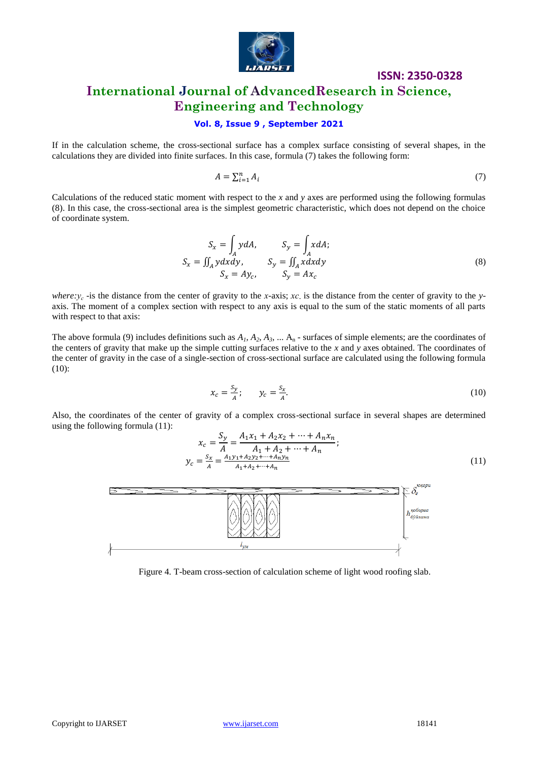If in the calculation scheme, the cross-sectional surface has a complex surface consisting of several shapes, in the calculations they are divided into finite surfaces. In this case, formula (7) takes the following form:

$$A = \sum_{i=1}^{n} A_i \tag{7}$$

Calculations of the reduced static moment with respect to the *x* and *y* axes are performed using the following formulas (8). In this case, the cross-sectional area is the simplest geometric characteristic, which does not depend on the choice of coordinate system.

$$\begin{gathered} S_x = \int_A y dA, \qquad S_y = \int_A x dA; \\ S_x = \iint_A y dx dy, \qquad S_y = \iint_A x dx dy \\ S_x = A y_c, \qquad S_y = A x_c \end{gathered} \tag{8}$$

*where:*$y_c$ -is the distance from the center of gravity to the *x*-axis; $x_c$ is the distance from the center of gravity to the *y*-axis. The moment of a complex section with respect to any axis is equal to the sum of the static moments of all parts with respect to that axis:

The above formula (9) includes definitions such as $A_1$, $A_2$, $A_3$, ... $A_n$ - surfaces of simple elements; are the coordinates of the centers of gravity that make up the simple cutting surfaces relative to the *x* and *y* axes obtained. The coordinates of the center of gravity in the case of a single-section of cross-sectional surface are calculated using the following formula (10):

$$x_c = \frac{S_y}{A}; \qquad y_c = \frac{S_x}{A}. \tag{10}$$

Also, the coordinates of the center of gravity of a complex cross-sectional surface in several shapes are determined using the following formula (11):

$$\begin{gathered} x_c = \frac{S_y}{A} = \frac{A_1 x_1 + A_2 x_2 + \cdots + A_n x_n}{A_1 + A_2 + \cdots + A_n}; \\ y_c = \frac{S_x}{A} = \frac{A_1 y_1 + A_2 y_2 + \cdots + A_n y_n}{A_1 + A_2 + \cdots + A_n} \end{gathered} \tag{11}$$

Figure 4. T-beam cross-section of calculation scheme of light wood roofing slab.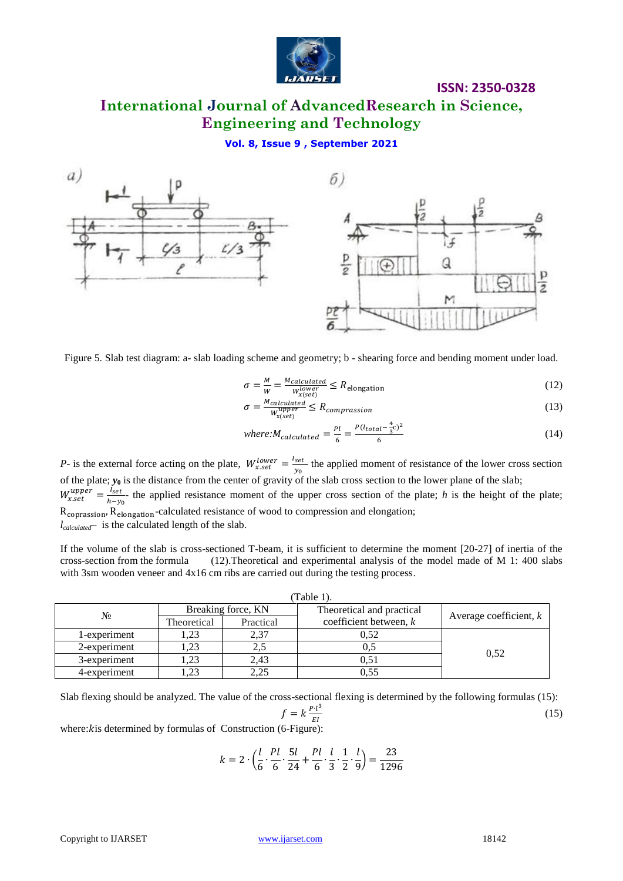Figure 5. Slab test diagram: a- slab loading scheme and geometry; b - shearing force and bending moment under load.

$$\sigma = \frac{M}{W} = \frac{M_{calculated}}{W_{x(set)}^{lower}} \leq R_{\text{elongation}} \tag{12}$$

$$\sigma = \frac{M_{calculated}}{W_{x(set)}^{upper}} \leq R_{comprassion} \tag{13}$$

$$where: M_{calculated} = \frac{Pl}{6} = \frac{P(l_{total} - \frac{4}{3}c)^2}{6} \tag{14}$$

*P*- is the external force acting on the plate, $W_{x.set}^{lower} = \frac{I_{set}}{y_0}$- the applied moment of resistance of the lower cross section of the plate; $y_0$ is the distance from the center of gravity of the slab cross section to the lower plane of the slab; $W_{x.set}^{upper} = \frac{I_{set}}{h - y_0}$- the applied resistance moment of the upper cross section of the plate; *h* is the height of the plate; $R_{coprassion}$, $R_{\text{elongation}}$-calculated resistance of wood to compression and elongation;
$l_{calculated}$– is the calculated length of the slab.

If the volume of the slab is cross-sectioned T-beam, it is sufficient to determine the moment [20-27] of inertia of the cross-section from the formula (12).Theoretical and experimental analysis of the model made of M 1: 400 slabs with 3sm wooden veneer and 4x16 cm ribs are carried out during the testing process.

(Table 1).

| № | Breaking force, KN | | Theoretical and practical coefficient between, *k* | Average coefficient, *k* |
|---|---|---|---|---|
| | Theoretical | Practical | | |
| 1-experiment | 1,23 | 2,37 | 0,52 | 0,52 |
| 2-experiment | 1,23 | 2,5 | 0,5 | |
| 3-experiment | 1,23 | 2,43 | 0,51 | |
| 4-experiment | 1,23 | 2,25 | 0,55 | |

Slab flexing should be analyzed. The value of the cross-sectional flexing is determined by the following formulas (15):

$$f = k\frac{P \cdot l^3}{EI} \tag{15}$$

where:*k*is determined by formulas of Construction (6-Figure):

$$k = 2 \cdot \left(\frac{l}{6} \cdot \frac{Pl}{6} \cdot \frac{5l}{24} + \frac{Pl}{6} \cdot \frac{l}{3} \cdot \frac{1}{2} \cdot \frac{l}{9}\right) = \frac{23}{1296}$$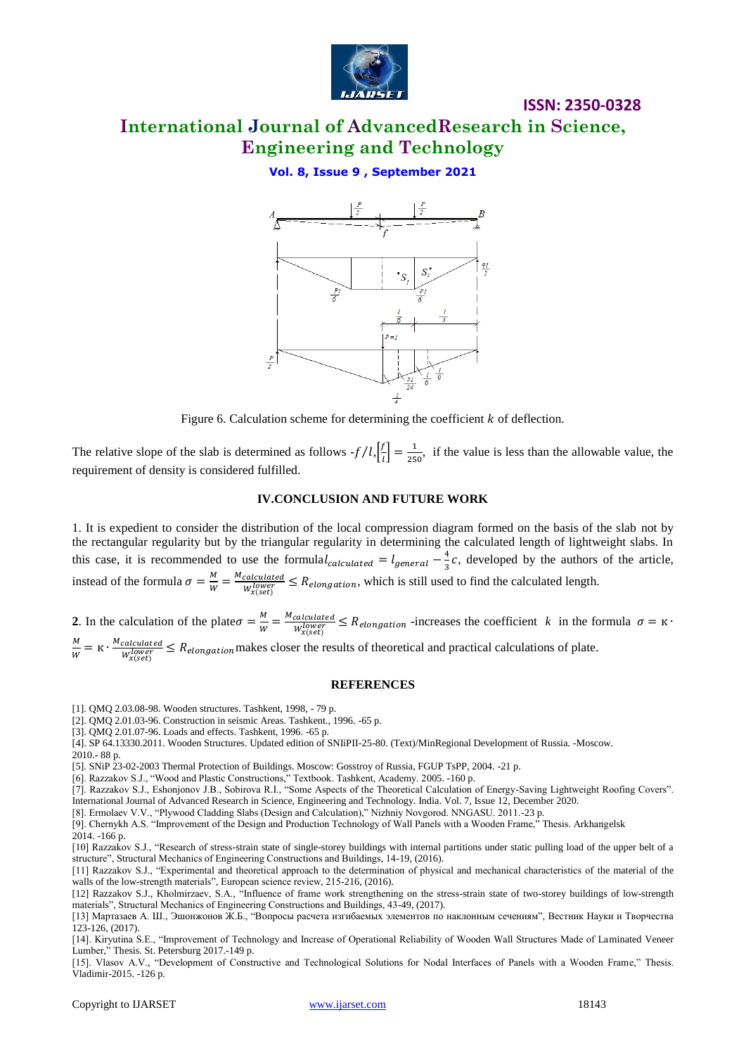Figure 6. Calculation scheme for determining the coefficient $k$ of deflection.

The relative slope of the slab is determined as follows -$f/l$, $\left[\frac{f}{l}\right] = \frac{1}{250}$, if the value is less than the allowable value, the requirement of density is considered fulfilled.

## IV.CONCLUSION AND FUTURE WORK

1. It is expedient to consider the distribution of the local compression diagram formed on the basis of the slab not by the rectangular regularity but by the triangular regularity in determining the calculated length of lightweight slabs. In this case, it is recommended to use the formula $l_{calculated} = l_{general} - \frac{4}{3}c$, developed by the authors of the article, instead of the formula $\sigma = \frac{M}{W} = \frac{M_{calculated}}{W^{lower}_{x(set)}} \leq R_{elongation}$, which is still used to find the calculated length.

**2**. In the calculation of the plate $\sigma = \frac{M}{W} = \frac{M_{calculated}}{W^{lower}_{x(set)}} \leq R_{elongation}$ -increases the coefficient $k$ in the formula $\sigma = \kappa \cdot \frac{M}{W} = \kappa \cdot \frac{M_{calculated}}{W^{lower}_{x(set)}} \leq R_{elongation}$ makes closer the results of theoretical and practical calculations of plate.

## REFERENCES

[1]. QMQ 2.03.08-98. Wooden structures. Tashkent, 1998, - 79 p.

[2]. QMQ 2.01.03-96. Construction in seismic Areas. Tashkent., 1996. -65 p.

[3]. QMQ 2.01.07-96. Loads and effects. Tashkent, 1996. -65 p.

[4]. SP 64.13330.2011. Wooden Structures. Updated edition of SNIiPII-25-80. (Text)/MinRegional Development of Russia. -Moscow. 2010.- 88 p.

[5]. SNiP 23-02-2003 Thermal Protection of Buildings. Moscow: Gosstroy of Russia, FGUP TsPP, 2004. -21 p.

[6]. Razzakov S.J., "Wood and Plastic Constructions," Textbook. Tashkent, Academy. 2005. -160 p.

[7]. Razzakov S.J., Eshonjonov J.B., Sobirova R.I., "Some Aspects of the Theoretical Calculation of Energy-Saving Lightweight Roofing Covers". International Journal of Advanced Research in Science, Engineering and Technology. India. Vol. 7, Issue 12, December 2020.

[8]. Ermolaev V.V., "Plywood Cladding Slabs (Design and Calculation)," Nizhniy Novgorod. NNGASU. 2011.-23 p.

[9]. Chernykh A.S. "Improvement of the Design and Production Technology of Wall Panels with a Wooden Frame," Thesis. Arkhangelsk 2014. -166 p.

[10] Razzakov S.J., "Research of stress-strain state of single-storey buildings with internal partitions under static pulling load of the upper belt of a structure", Structural Mechanics of Engineering Constructions and Buildings, 14-19, (2016).

[11] Razzakov S.J., "Experimental and theoretical approach to the determination of physical and mechanical characteristics of the material of the walls of the low-strength materials", European science review, 215-216, (2016).

[12] Razzakov S.J., Kholmirzaev, S.A., "Influence of frame work strengthening on the stress-strain state of two-storey buildings of low-strength materials", Structural Mechanics of Engineering Constructions and Buildings, 43-49, (2017).

[13] Мартазаев А. Ш., Эшонжонов Ж.Б., "Вопросы расчета изгибаемых элементов по наклонным сечениям", Вестник Науки и Творчества 123-126, (2017).

[14]. Kiryutina S.E., "Improvement of Technology and Increase of Operational Reliability of Wooden Wall Structures Made of Laminated Veneer Lumber," Thesis. St. Petersburg 2017.-149 p.

[15]. Vlasov A.V., "Development of Constructive and Technological Solutions for Nodal Interfaces of Panels with a Wooden Frame," Thesis. Vladimir-2015. -126 p.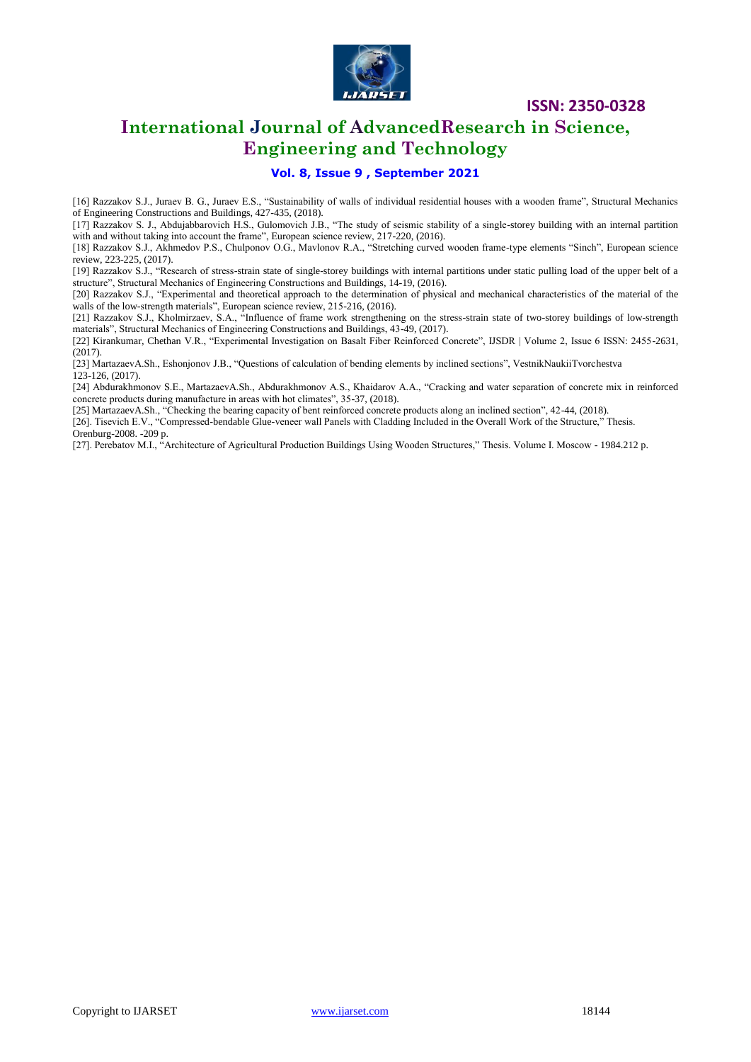[16] Razzakov S.J., Juraev B. G., Juraev E.S., "Sustainability of walls of individual residential houses with a wooden frame", Structural Mechanics of Engineering Constructions and Buildings, 427-435, (2018).

[17] Razzakov S. J., Abdujabbarovich H.S., Gulomovich J.B., "The study of seismic stability of a single-storey building with an internal partition with and without taking into account the frame", European science review, 217-220, (2016).

[18] Razzakov S.J., Akhmedov P.S., Chulponov O.G., Mavlonov R.A., "Stretching curved wooden frame-type elements "Sinch", European science review, 223-225, (2017).

[19] Razzakov S.J., "Research of stress-strain state of single-storey buildings with internal partitions under static pulling load of the upper belt of a structure", Structural Mechanics of Engineering Constructions and Buildings, 14-19, (2016).

[20] Razzakov S.J., "Experimental and theoretical approach to the determination of physical and mechanical characteristics of the material of the walls of the low-strength materials", European science review, 215-216, (2016).

[21] Razzakov S.J., Kholmirzaev, S.A., "Influence of frame work strengthening on the stress-strain state of two-storey buildings of low-strength materials", Structural Mechanics of Engineering Constructions and Buildings, 43-49, (2017).

[22] Kirankumar, Chethan V.R., "Experimental Investigation on Basalt Fiber Reinforced Concrete", IJSDR | Volume 2, Issue 6 ISSN: 2455-2631, (2017).

[23] MartazaevA.Sh., Eshonjonov J.B., "Questions of calculation of bending elements by inclined sections", VestnikNaukiiTvorchestva 123-126, (2017).

[24] Abdurakhmonov S.E., MartazaevA.Sh., Abdurakhmonov A.S., Khaidarov A.A., "Cracking and water separation of concrete mix in reinforced concrete products during manufacture in areas with hot climates", 35-37, (2018).

[25] MartazaevA.Sh., "Checking the bearing capacity of bent reinforced concrete products along an inclined section", 42-44, (2018).

[26]. Tisevich E.V., "Compressed-bendable Glue-veneer wall Panels with Cladding Included in the Overall Work of the Structure," Thesis. Orenburg-2008. -209 p.

[27]. Perebatov M.I., "Architecture of Agricultural Production Buildings Using Wooden Structures," Thesis. Volume I. Moscow - 1984.212 p.